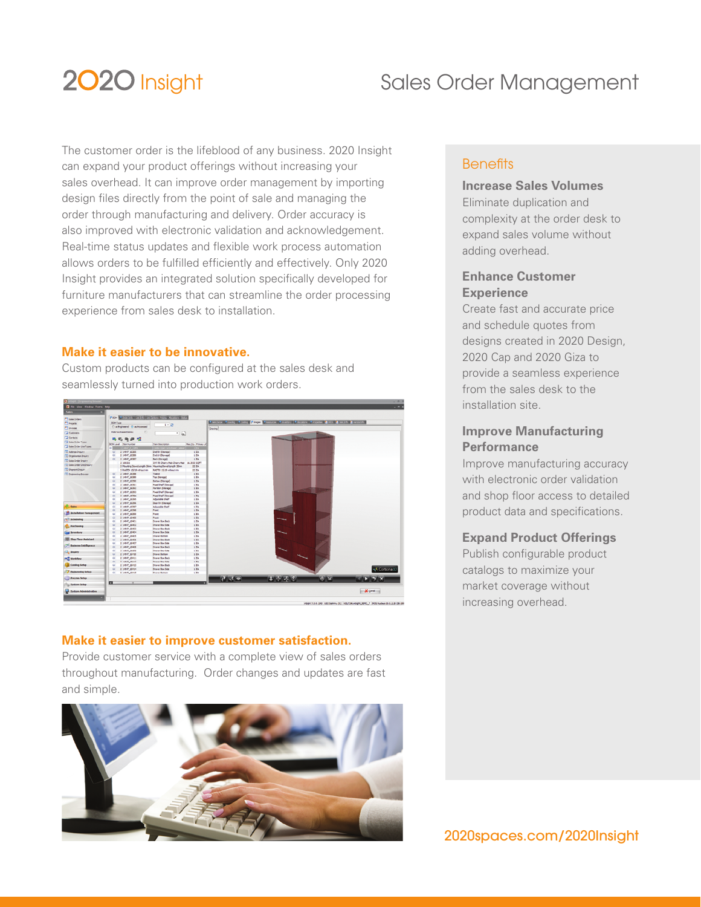# 2020 Insight

## Sales Order Management

The customer order is the lifeblood of any business. 2020 Insight can expand your product offerings without increasing your sales overhead. It can improve order management by importing design files directly from the point of sale and managing the order through manufacturing and delivery. Order accuracy is also improved with electronic validation and acknowledgement. Real-time status updates and flexible work process automation allows orders to be fulfilled efficiently and effectively. Only 2020 Insight provides an integrated solution specifically developed for furniture manufacturers that can streamline the order processing experience from sales desk to installation.

### Make it easier to be innovative.

Custom products can be configured at the sales desk and seamlessly turned into production work orders.

### Make it easier to improve customer satisfaction.

Provide customer service with a complete view of sales orders throughout manufacturing. Order changes and updates are fast and simple.

## Benefits

**Increase Sales Volumes**

Eliminate duplication and complexity at the order desk to expand sales volume without adding overhead.

**Enhance Customer Experience**

Create fast and accurate price and schedule quotes from designs created in 2020 Design, 2020 Cap and 2020 Giza to provide a seamless experience from the sales desk to the installation site.

**Improve Manufacturing Performance**

Improve manufacturing accuracy with electronic order validation and shop floor access to detailed product data and specifications.

**Expand Product Offerings**

Publish configurable product catalogs to maximize your market coverage without increasing overhead.

2020spaces.com/2020Insight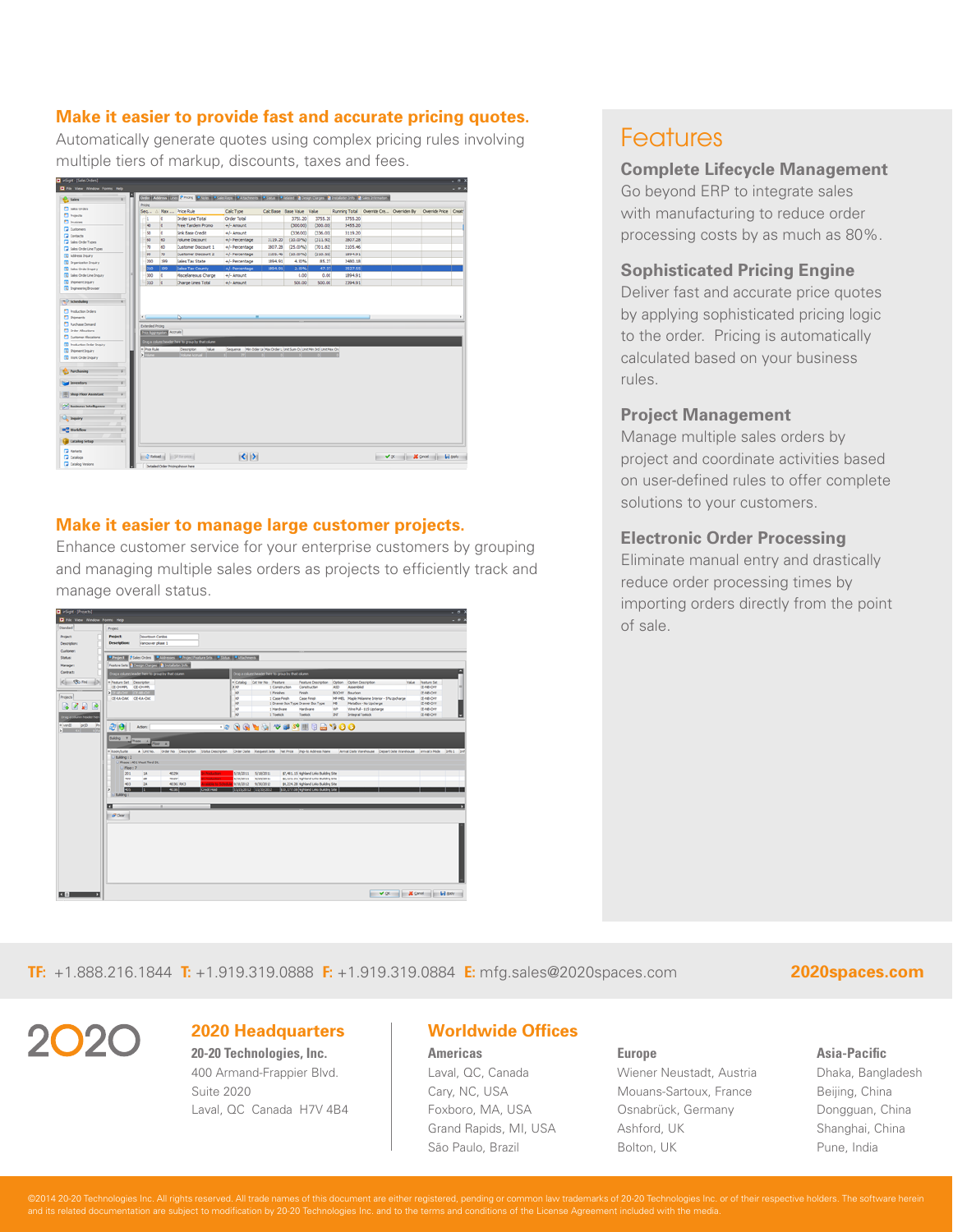## Make it easier to provide fast and accurate pricing quotes.

Automatically generate quotes using complex pricing rules involving multiple tiers of markup, discounts, taxes and fees.

## Make it easier to manage large customer projects.

Enhance customer service for your enterprise customers by grouping and managing multiple sales orders as projects to efficiently track and manage overall status.

# Features

### Complete Lifecycle Management

Go beyond ERP to integrate sales with manufacturing to reduce order processing costs by as much as 80%.

### Sophisticated Pricing Engine

Deliver fast and accurate price quotes by applying sophisticated pricing logic to the order. Pricing is automatically calculated based on your business rules.

### Project Management

Manage multiple sales orders by project and coordinate activities based on user-defined rules to offer complete solutions to your customers.

### Electronic Order Processing

Eliminate manual entry and drastically reduce order processing times by importing orders directly from the point of sale.

**TF:** +1.888.216.1844 **T:** +1.919.319.0888 **F:** +1.919.319.0884 **E:** mfg.sales@2020spaces.com

**2020spaces.com**

2020

## 2020 Headquarters

**20-20 Technologies, Inc.**
400 Armand-Frappier Blvd.
Suite 2020
Laval, QC Canada H7V 4B4

## Worldwide Offices

**Americas**
Laval, QC, Canada
Cary, NC, USA
Foxboro, MA, USA
Grand Rapids, MI, USA
São Paulo, Brazil

**Europe**
Wiener Neustadt, Austria
Mouans-Sartoux, France
Osnabrück, Germany
Ashford, UK
Bolton, UK

**Asia-Pacific**
Dhaka, Bangladesh
Beijing, China
Dongguan, China
Shanghai, China
Pune, India

©2014 20-20 Technologies Inc. All rights reserved. All trade names of this document are either registered, pending or common law trademarks of 20-20 Technologies Inc. or of their respective holders. The software herein and its related documentation are subject to modification by 20-20 Technologies Inc. and to the terms and conditions of the License Agreement included with the media.